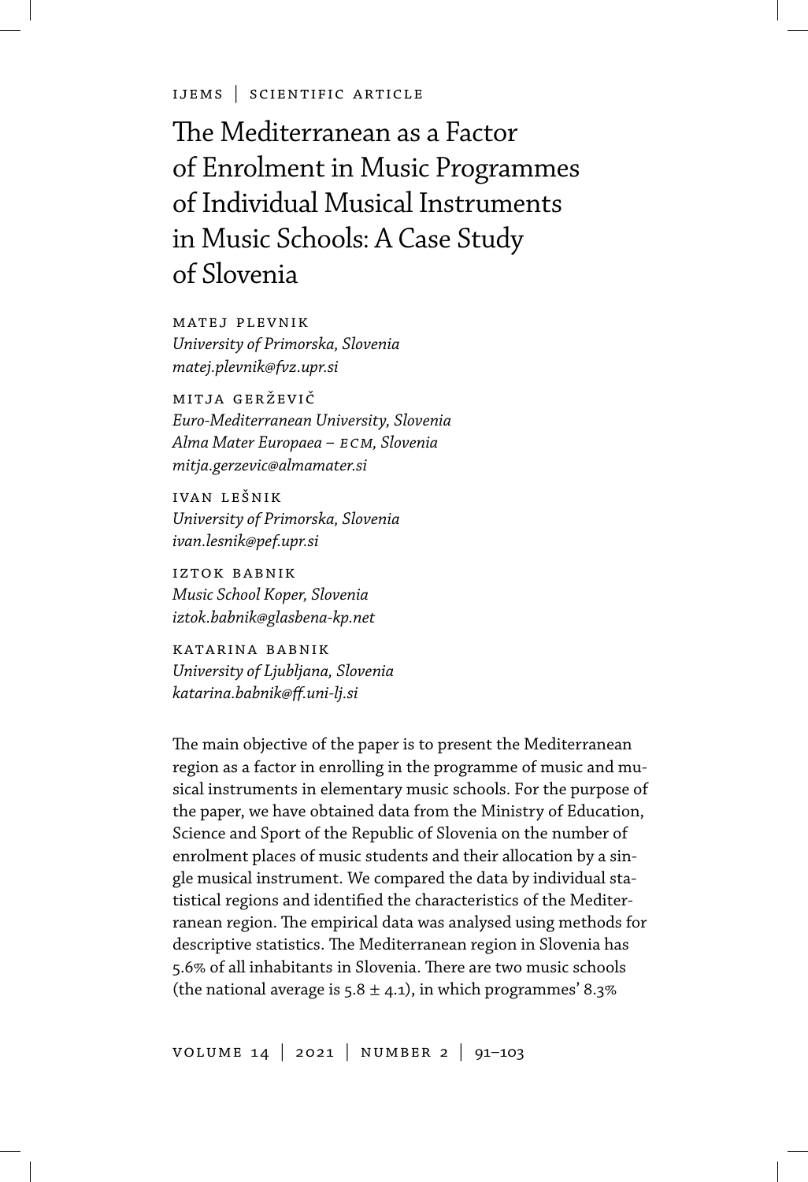IJEMS | SCIENTIFIC ARTICLE

# The Mediterranean as a Factor of Enrolment in Music Programmes of Individual Musical Instruments in Music Schools: A Case Study of Slovenia

MATEJ PLEVNIK
*University of Primorska, Slovenia*
*matej.plevnik@fvz.upr.si*

MITJA GERŽEVIČ
*Euro-Mediterranean University, Slovenia*
*Alma Mater Europaea – ECM, Slovenia*
*mitja.gerzevic@almamater.si*

IVAN LEŠNIK
*University of Primorska, Slovenia*
*ivan.lesnik@pef.upr.si*

IZTOK BABNIK
*Music School Koper, Slovenia*
*iztok.babnik@glasbena-kp.net*

KATARINA BABNIK
*University of Ljubljana, Slovenia*
*katarina.babnik@ff.uni-lj.si*

The main objective of the paper is to present the Mediterranean region as a factor in enrolling in the programme of music and musical instruments in elementary music schools. For the purpose of the paper, we have obtained data from the Ministry of Education, Science and Sport of the Republic of Slovenia on the number of enrolment places of music students and their allocation by a single musical instrument. We compared the data by individual statistical regions and identified the characteristics of the Mediterranean region. The empirical data was analysed using methods for descriptive statistics. The Mediterranean region in Slovenia has 5.6% of all inhabitants in Slovenia. There are two music schools (the national average is $5.8 \pm 4.1$), in which programmes' 8.3%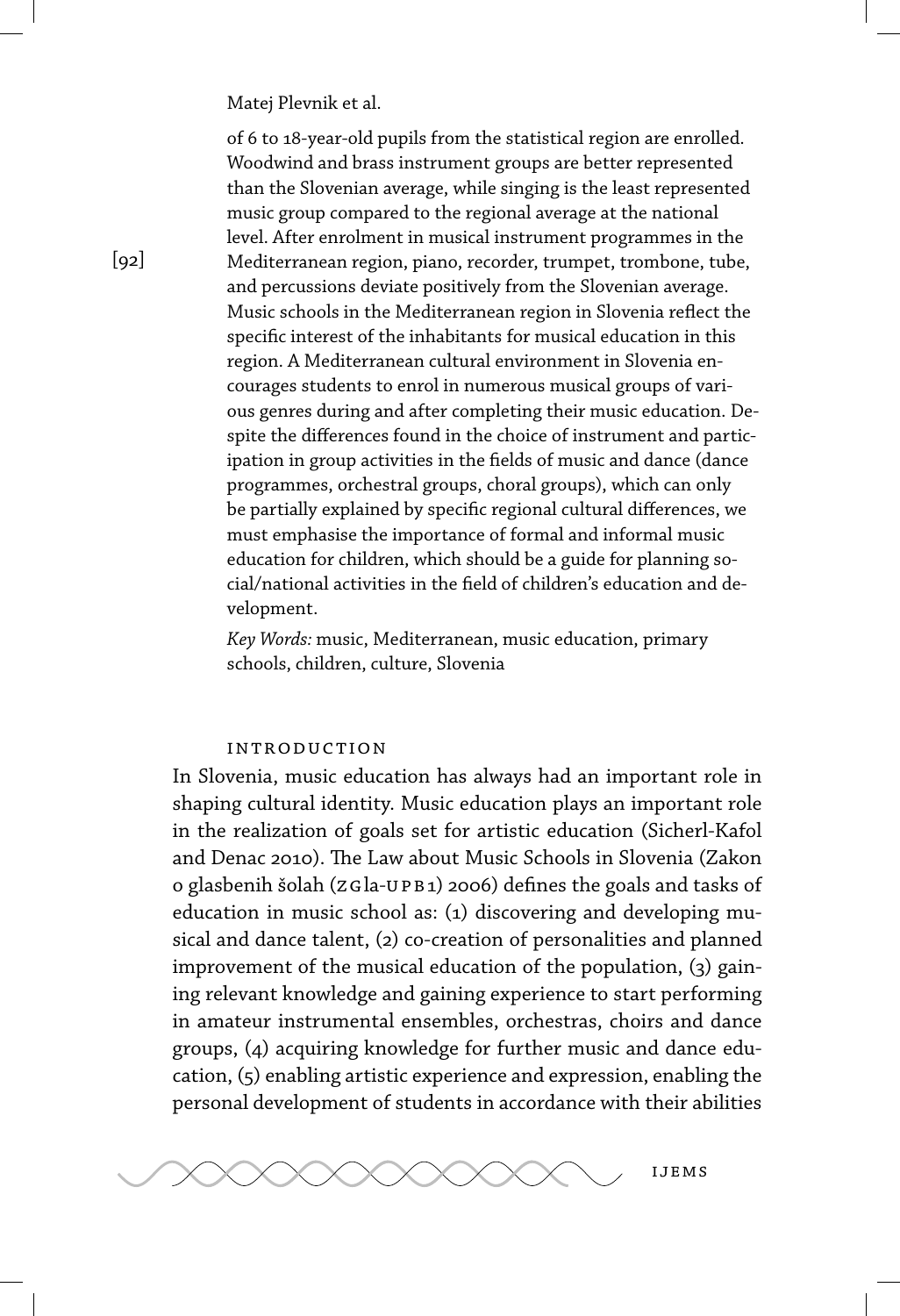of 6 to 18-year-old pupils from the statistical region are enrolled. Woodwind and brass instrument groups are better represented than the Slovenian average, while singing is the least represented music group compared to the regional average at the national level. After enrolment in musical instrument programmes in the Mediterranean region, piano, recorder, trumpet, trombone, tube, and percussions deviate positively from the Slovenian average. Music schools in the Mediterranean region in Slovenia reflect the specific interest of the inhabitants for musical education in this region. A Mediterranean cultural environment in Slovenia encourages students to enrol in numerous musical groups of various genres during and after completing their music education. Despite the differences found in the choice of instrument and participation in group activities in the fields of music and dance (dance programmes, orchestral groups, choral groups), which can only be partially explained by specific regional cultural differences, we must emphasise the importance of formal and informal music education for children, which should be a guide for planning social/national activities in the field of children's education and development.

*Key Words:* music, Mediterranean, music education, primary schools, children, culture, Slovenia

## INTRODUCTION

In Slovenia, music education has always had an important role in shaping cultural identity. Music education plays an important role in the realization of goals set for artistic education (Sicherl-Kafol and Denac 2010). The Law about Music Schools in Slovenia (Zakon o glasbenih šolah (ZGla-UPB1) 2006) defines the goals and tasks of education in music school as: (1) discovering and developing musical and dance talent, (2) co-creation of personalities and planned improvement of the musical education of the population, (3) gaining relevant knowledge and gaining experience to start performing in amateur instrumental ensembles, orchestras, choirs and dance groups, (4) acquiring knowledge for further music and dance education, (5) enabling artistic experience and expression, enabling the personal development of students in accordance with their abilities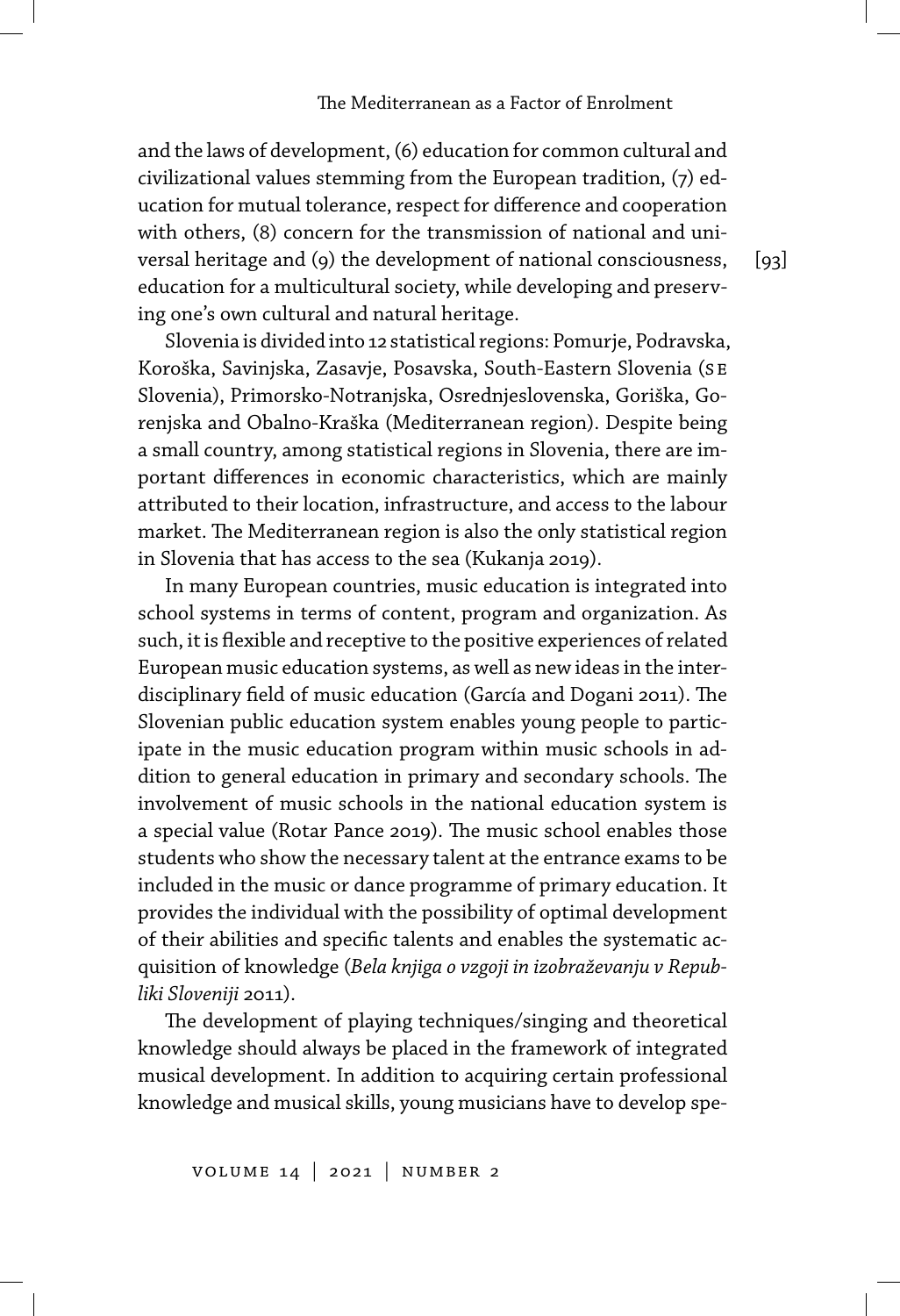and the laws of development, (6) education for common cultural and civilizational values stemming from the European tradition, (7) education for mutual tolerance, respect for difference and cooperation with others, (8) concern for the transmission of national and universal heritage and (9) the development of national consciousness, education for a multicultural society, while developing and preserving one's own cultural and natural heritage.

Slovenia is divided into 12 statistical regions: Pomurje, Podravska, Koroška, Savinjska, Zasavje, Posavska, South-Eastern Slovenia (SE Slovenia), Primorsko-Notranjska, Osrednjeslovenska, Goriška, Gorenjska and Obalno-Kraška (Mediterranean region). Despite being a small country, among statistical regions in Slovenia, there are important differences in economic characteristics, which are mainly attributed to their location, infrastructure, and access to the labour market. The Mediterranean region is also the only statistical region in Slovenia that has access to the sea (Kukanja 2019).

In many European countries, music education is integrated into school systems in terms of content, program and organization. As such, it is flexible and receptive to the positive experiences of related European music education systems, as well as new ideas in the interdisciplinary field of music education (García and Dogani 2011). The Slovenian public education system enables young people to participate in the music education program within music schools in addition to general education in primary and secondary schools. The involvement of music schools in the national education system is a special value (Rotar Pance 2019). The music school enables those students who show the necessary talent at the entrance exams to be included in the music or dance programme of primary education. It provides the individual with the possibility of optimal development of their abilities and specific talents and enables the systematic acquisition of knowledge (*Bela knjiga o vzgoji in izobraževanju v Republiki Sloveniji* 2011).

The development of playing techniques/singing and theoretical knowledge should always be placed in the framework of integrated musical development. In addition to acquiring certain professional knowledge and musical skills, young musicians have to develop spe-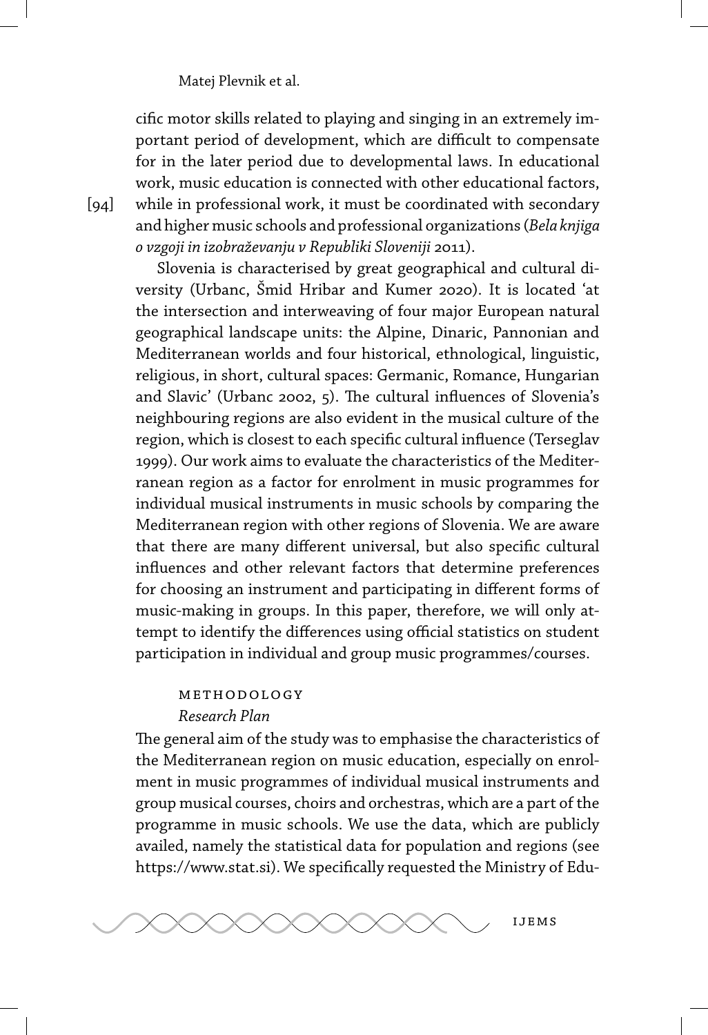cific motor skills related to playing and singing in an extremely important period of development, which are difficult to compensate for in the later period due to developmental laws. In educational work, music education is connected with other educational factors, while in professional work, it must be coordinated with secondary and higher music schools and professional organizations (*Bela knjiga o vzgoji in izobraževanju v Republiki Sloveniji* 2011).

Slovenia is characterised by great geographical and cultural diversity (Urbanc, Šmid Hribar and Kumer 2020). It is located 'at the intersection and interweaving of four major European natural geographical landscape units: the Alpine, Dinaric, Pannonian and Mediterranean worlds and four historical, ethnological, linguistic, religious, in short, cultural spaces: Germanic, Romance, Hungarian and Slavic' (Urbanc 2002, 5). The cultural influences of Slovenia's neighbouring regions are also evident in the musical culture of the region, which is closest to each specific cultural influence (Terseglav 1999). Our work aims to evaluate the characteristics of the Mediterranean region as a factor for enrolment in music programmes for individual musical instruments in music schools by comparing the Mediterranean region with other regions of Slovenia. We are aware that there are many different universal, but also specific cultural influences and other relevant factors that determine preferences for choosing an instrument and participating in different forms of music-making in groups. In this paper, therefore, we will only attempt to identify the differences using official statistics on student participation in individual and group music programmes/courses.

## Methodology

### *Research Plan*

The general aim of the study was to emphasise the characteristics of the Mediterranean region on music education, especially on enrolment in music programmes of individual musical instruments and group musical courses, choirs and orchestras, which are a part of the programme in music schools. We use the data, which are publicly availed, namely the statistical data for population and regions (see https://www.stat.si). We specifically requested the Ministry of Edu-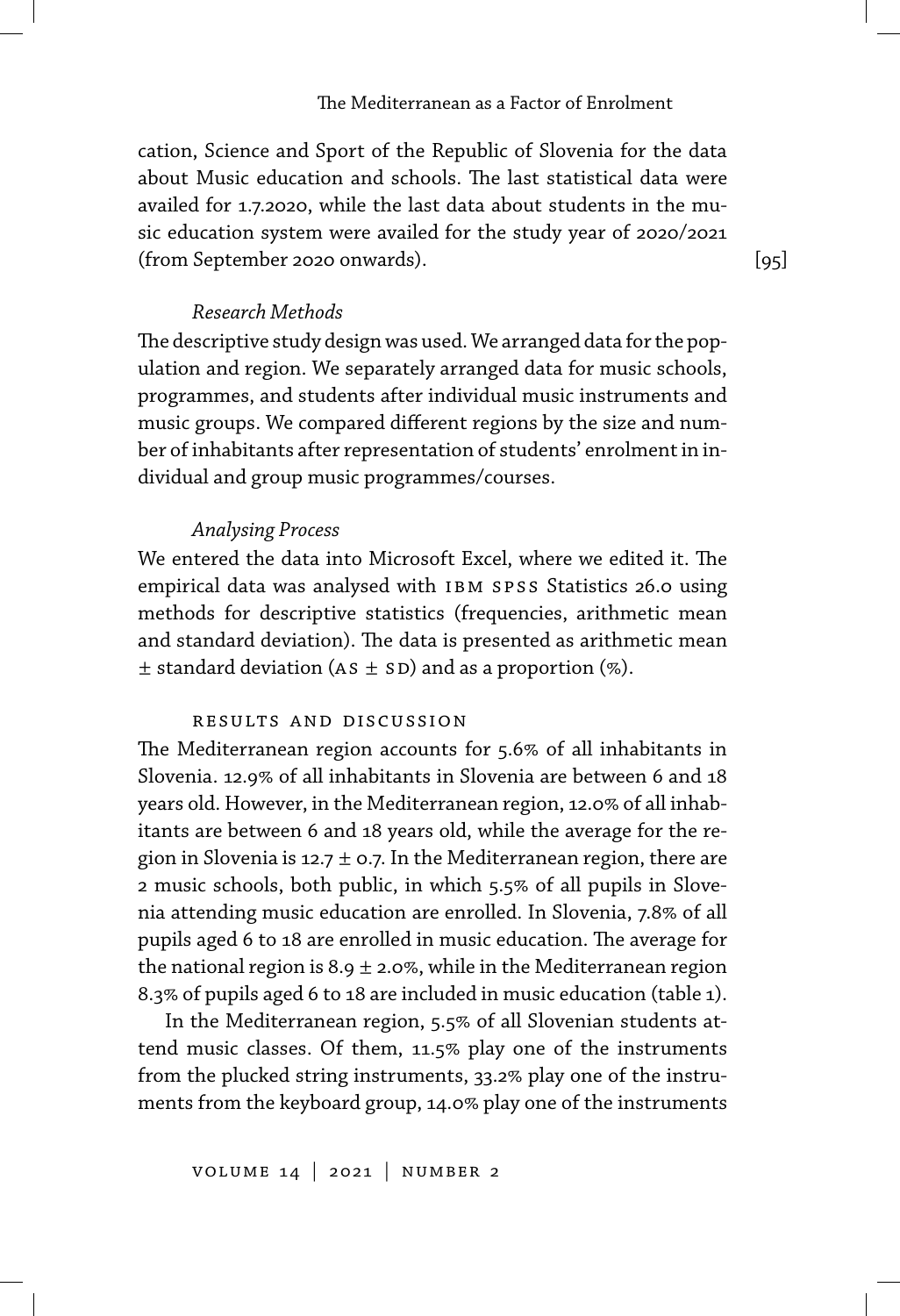cation, Science and Sport of the Republic of Slovenia for the data about Music education and schools. The last statistical data were availed for 1.7.2020, while the last data about students in the music education system were availed for the study year of 2020/2021 (from September 2020 onwards).

### *Research Methods*

The descriptive study design was used. We arranged data for the population and region. We separately arranged data for music schools, programmes, and students after individual music instruments and music groups. We compared different regions by the size and number of inhabitants after representation of students' enrolment in individual and group music programmes/courses.

### *Analysing Process*

We entered the data into Microsoft Excel, where we edited it. The empirical data was analysed with IBM SPSS Statistics 26.0 using methods for descriptive statistics (frequencies, arithmetic mean and standard deviation). The data is presented as arithmetic mean ± standard deviation (AS ± SD) and as a proportion (%).

## RESULTS AND DISCUSSION

The Mediterranean region accounts for 5.6% of all inhabitants in Slovenia. 12.9% of all inhabitants in Slovenia are between 6 and 18 years old. However, in the Mediterranean region, 12.0% of all inhabitants are between 6 and 18 years old, while the average for the region in Slovenia is 12.7 ± 0.7. In the Mediterranean region, there are 2 music schools, both public, in which 5.5% of all pupils in Slovenia attending music education are enrolled. In Slovenia, 7.8% of all pupils aged 6 to 18 are enrolled in music education. The average for the national region is 8.9 ± 2.0%, while in the Mediterranean region 8.3% of pupils aged 6 to 18 are included in music education (table 1).

In the Mediterranean region, 5.5% of all Slovenian students attend music classes. Of them, 11.5% play one of the instruments from the plucked string instruments, 33.2% play one of the instruments from the keyboard group, 14.0% play one of the instruments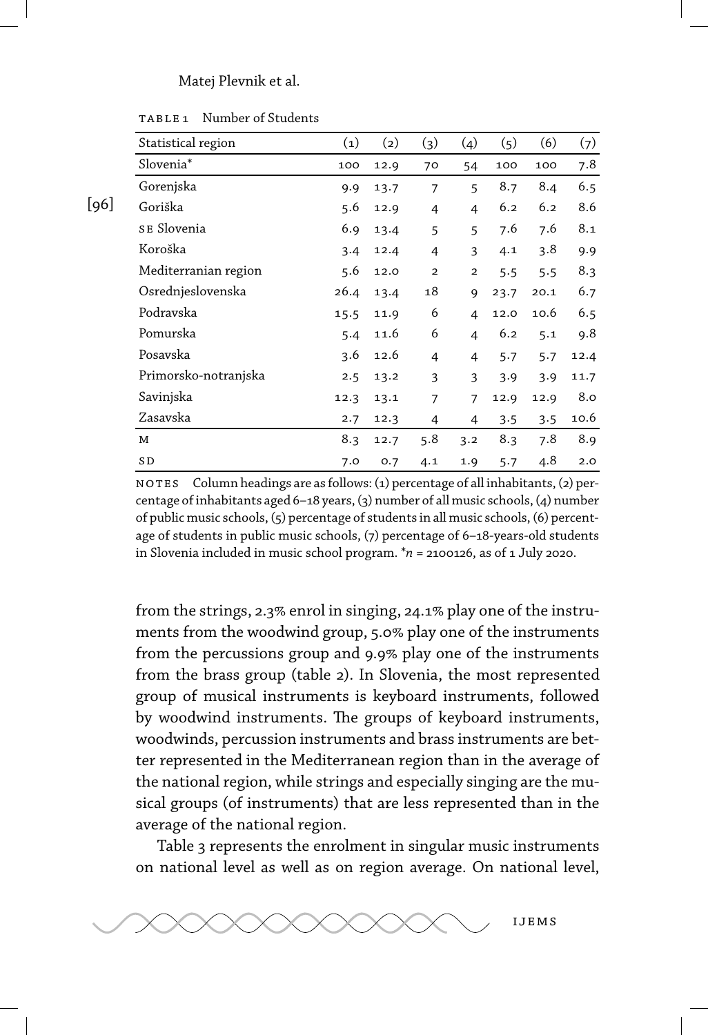TABLE 1 Number of Students

| Statistical region | (1) | (2) | (3) | (4) | (5) | (6) | (7) |
|---|---|---|---|---|---|---|---|
| Slovenia* | 100 | 12.9 | 70 | 54 | 100 | 100 | 7.8 |
| Gorenjska | 9.9 | 13.7 | 7 | 5 | 8.7 | 8.4 | 6.5 |
| Goriška | 5.6 | 12.9 | 4 | 4 | 6.2 | 6.2 | 8.6 |
| SE Slovenia | 6.9 | 13.4 | 5 | 5 | 7.6 | 7.6 | 8.1 |
| Koroška | 3.4 | 12.4 | 4 | 3 | 4.1 | 3.8 | 9.9 |
| Mediterranian region | 5.6 | 12.0 | 2 | 2 | 5.5 | 5.5 | 8.3 |
| Osrednjeslovenska | 26.4 | 13.4 | 18 | 9 | 23.7 | 20.1 | 6.7 |
| Podravska | 15.5 | 11.9 | 6 | 4 | 12.0 | 10.6 | 6.5 |
| Pomurska | 5.4 | 11.6 | 6 | 4 | 6.2 | 5.1 | 9.8 |
| Posavska | 3.6 | 12.6 | 4 | 4 | 5.7 | 5.7 | 12.4 |
| Primorsko-notranjska | 2.5 | 13.2 | 3 | 3 | 3.9 | 3.9 | 11.7 |
| Savinjska | 12.3 | 13.1 | 7 | 7 | 12.9 | 12.9 | 8.0 |
| Zasavska | 2.7 | 12.3 | 4 | 4 | 3.5 | 3.5 | 10.6 |
| M | 8.3 | 12.7 | 5.8 | 3.2 | 8.3 | 7.8 | 8.9 |
| SD | 7.0 | 0.7 | 4.1 | 1.9 | 5.7 | 4.8 | 2.0 |

NOTES Column headings are as follows: (1) percentage of all inhabitants, (2) percentage of inhabitants aged 6–18 years, (3) number of all music schools, (4) number of public music schools, (5) percentage of students in all music schools, (6) percentage of students in public music schools, (7) percentage of 6–18-years-old students in Slovenia included in music school program. *$n$ = 2100126, as of 1 July 2020.

from the strings, 2.3% enrol in singing, 24.1% play one of the instruments from the woodwind group, 5.0% play one of the instruments from the percussions group and 9.9% play one of the instruments from the brass group (table 2). In Slovenia, the most represented group of musical instruments is keyboard instruments, followed by woodwind instruments. The groups of keyboard instruments, woodwinds, percussion instruments and brass instruments are better represented in the Mediterranean region than in the average of the national region, while strings and especially singing are the musical groups (of instruments) that are less represented than in the average of the national region.

Table 3 represents the enrolment in singular music instruments on national level as well as on region average. On national level,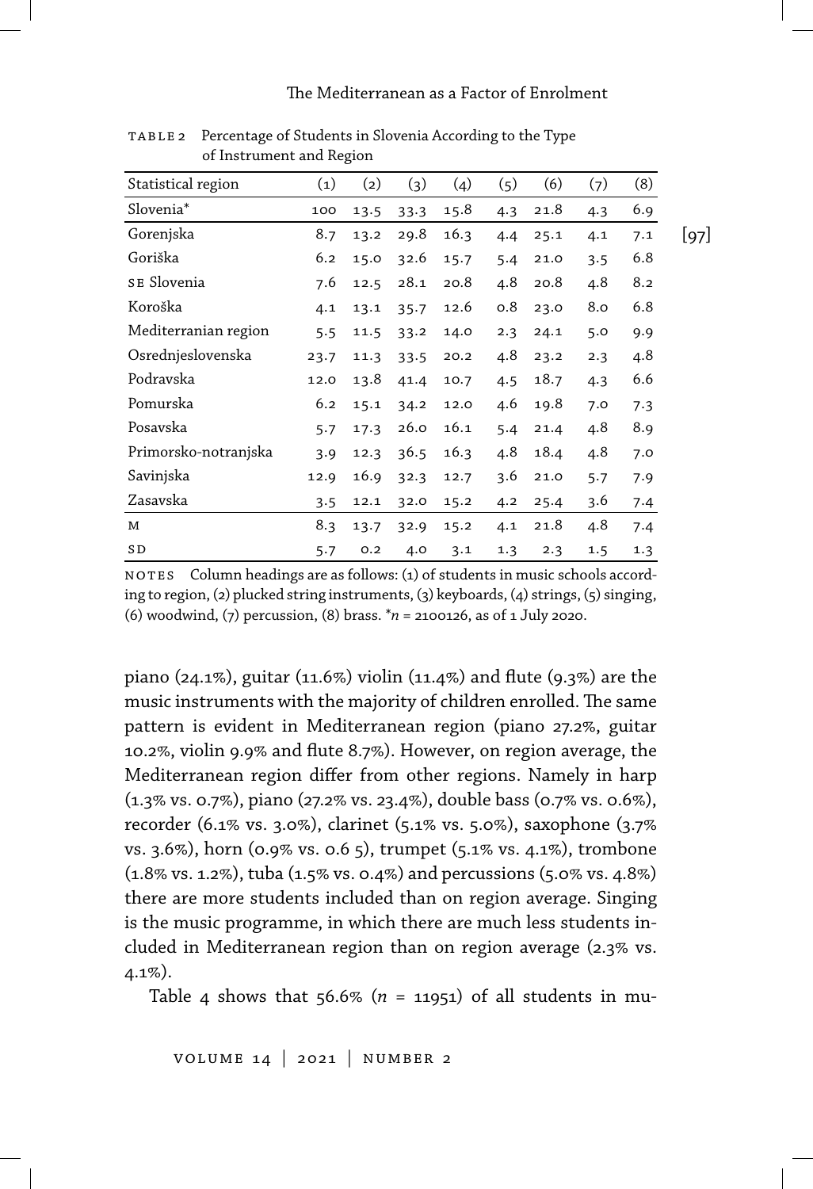TABLE 2 Percentage of Students in Slovenia According to the Type of Instrument and Region

| Statistical region | (1) | (2) | (3) | (4) | (5) | (6) | (7) | (8) |
|---|---|---|---|---|---|---|---|---|
| Slovenia* | 100 | 13.5 | 33.3 | 15.8 | 4.3 | 21.8 | 4.3 | 6.9 |
| Gorenjska | 8.7 | 13.2 | 29.8 | 16.3 | 4.4 | 25.1 | 4.1 | 7.1 |
| Goriška | 6.2 | 15.0 | 32.6 | 15.7 | 5.4 | 21.0 | 3.5 | 6.8 |
| SE Slovenia | 7.6 | 12.5 | 28.1 | 20.8 | 4.8 | 20.8 | 4.8 | 8.2 |
| Koroška | 4.1 | 13.1 | 35.7 | 12.6 | 0.8 | 23.0 | 8.0 | 6.8 |
| Mediterranian region | 5.5 | 11.5 | 33.2 | 14.0 | 2.3 | 24.1 | 5.0 | 9.9 |
| Osrednjeslovenska | 23.7 | 11.3 | 33.5 | 20.2 | 4.8 | 23.2 | 2.3 | 4.8 |
| Podravska | 12.0 | 13.8 | 41.4 | 10.7 | 4.5 | 18.7 | 4.3 | 6.6 |
| Pomurska | 6.2 | 15.1 | 34.2 | 12.0 | 4.6 | 19.8 | 7.0 | 7.3 |
| Posavska | 5.7 | 17.3 | 26.0 | 16.1 | 5.4 | 21.4 | 4.8 | 8.9 |
| Primorsko-notranjska | 3.9 | 12.3 | 36.5 | 16.3 | 4.8 | 18.4 | 4.8 | 7.0 |
| Savinjska | 12.9 | 16.9 | 32.3 | 12.7 | 3.6 | 21.0 | 5.7 | 7.9 |
| Zasavska | 3.5 | 12.1 | 32.0 | 15.2 | 4.2 | 25.4 | 3.6 | 7.4 |
| M | 8.3 | 13.7 | 32.9 | 15.2 | 4.1 | 21.8 | 4.8 | 7.4 |
| SD | 5.7 | 0.2 | 4.0 | 3.1 | 1.3 | 2.3 | 1.5 | 1.3 |

NOTES Column headings are as follows: (1) of students in music schools according to region, (2) plucked string instruments, (3) keyboards, (4) strings, (5) singing, (6) woodwind, (7) percussion, (8) brass. *$n$ = 2100126, as of 1 July 2020.

piano (24.1%), guitar (11.6%) violin (11.4%) and flute (9.3%) are the music instruments with the majority of children enrolled. The same pattern is evident in Mediterranean region (piano 27.2%, guitar 10.2%, violin 9.9% and flute 8.7%). However, on region average, the Mediterranean region differ from other regions. Namely in harp (1.3% vs. 0.7%), piano (27.2% vs. 23.4%), double bass (0.7% vs. 0.6%), recorder (6.1% vs. 3.0%), clarinet (5.1% vs. 5.0%), saxophone (3.7% vs. 3.6%), horn (0.9% vs. 0.6 5), trumpet (5.1% vs. 4.1%), trombone (1.8% vs. 1.2%), tuba (1.5% vs. 0.4%) and percussions (5.0% vs. 4.8%) there are more students included than on region average. Singing is the music programme, in which there are much less students included in Mediterranean region than on region average (2.3% vs. 4.1%).

Table 4 shows that 56.6% ($n$ = 11951) of all students in mu-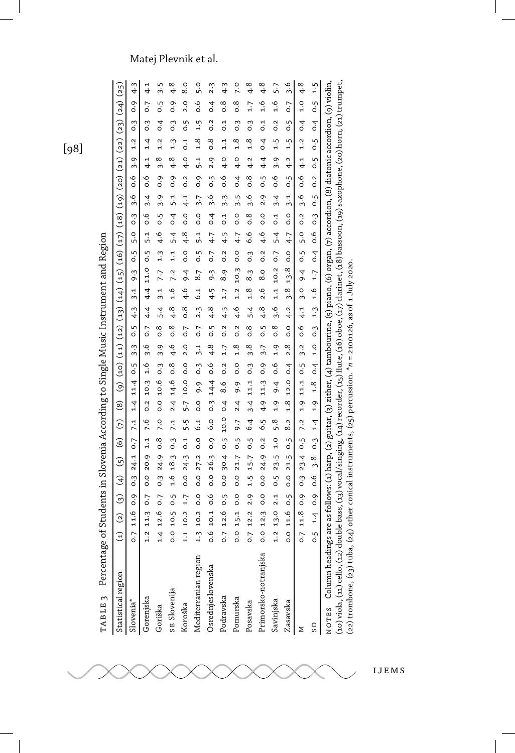TABLE 3 Percentage of Students in Slovenia According to Single Music Instrument and Region

| Statistical region | (1) | (2) | (3) | (4) | (5) | (6) | (7) | (8) | (9) | (10) | (11) | (12) | (13) | (14) | (15) | (16) | (17) | (18) | (19) | (20) | (21) | (22) | (23) | (24) | (25) |
|---|---|---|---|---|---|---|---|---|---|---|---|---|---|---|---|---|---|---|---|---|---|---|---|---|---|
| Slovenia* | 0.7 | 11.6 | 0.9 | 0.3 | 24.1 | 0.7 | 7.1 | 1.4 | 11.4 | 0.5 | 3.3 | 0.5 | 4.3 | 3.1 | 9.3 | 0.5 | 5.0 | 0.3 | 3.6 | 0.6 | 3.9 | 1.2 | 0.3 | 0.9 | 4.3 |
| Gorenjska | 1.2 | 11.3 | 0.7 | 0.0 | 20.9 | 1.1 | 7.6 | 0.2 | 10.3 | 1.6 | 3.6 | 0.7 | 4.4 | 4.4 | 11.0 | 0.5 | 5.1 | 0.6 | 3.4 | 0.6 | 4.1 | 1.4 | 0.3 | 0.7 | 4.1 |
| Goriška | 1.4 | 12.6 | 0.7 | 0.3 | 24.9 | 0.8 | 7.0 | 0.0 | 10.6 | 0.3 | 3.9 | 0.8 | 5.4 | 3.1 | 7.7 | 1.3 | 4.6 | 0.5 | 3.9 | 0.9 | 3.8 | 1.2 | 0.4 | 0.5 | 3.5 |
| SE Slovenija | 0.0 | 10.5 | 0.5 | 1.6 | 18.3 | 0.3 | 7.1 | 2.4 | 14.6 | 0.8 | 4.6 | 0.8 | 4.8 | 1.6 | 7.2 | 1.1 | 5.4 | 0.4 | 5.1 | 0.9 | 4.8 | 1.3 | 0.3 | 0.9 | 4.8 |
| Koroška | 1.1 | 10.2 | 1.7 | 0.0 | 24.3 | 0.1 | 5.5 | 5.7 | 10.0 | 0.0 | 2.0 | 0.7 | 0.8 | 4.6 | 9.4 | 0.0 | 4.8 | 0.0 | 4.1 | 0.2 | 4.0 | 0.1 | 0.5 | 2.0 | 8.0 |
| Mediterranian region | 1.3 | 10.2 | 0.0 | 0.0 | 27.2 | 0.0 | 6.1 | 0.0 | 9.9 | 0.3 | 3.1 | 0.7 | 2.3 | 6.1 | 8.7 | 0.5 | 5.1 | 0.0 | 3.7 | 0.9 | 5.1 | 1.8 | 1.5 | 0.6 | 5.0 |
| Osrednjeslovenska | 0.6 | 10.1 | 0.6 | 0.0 | 26.3 | 0.9 | 6.0 | 0.3 | 14.4 | 0.6 | 4.8 | 0.5 | 4.8 | 4.5 | 9.3 | 0.7 | 4.7 | 0.4 | 3.6 | 0.5 | 2.9 | 0.8 | 0.2 | 0.4 | 2.3 |
| Podravska | 0.7 | 12.6 | 0.5 | 0.0 | 30.4 | 0.5 | 10.0 | 0.4 | 8.6 | 0.2 | 1.7 | 0.2 | 4.5 | 1.7 | 8.9 | 0.2 | 4.5 | 0.1 | 3.3 | 0.6 | 4.0 | 1.1 | 0.1 | 0.8 | 4.3 |
| Pomurska | 0.0 | 15.1 | 0.0 | 0.0 | 21.7 | 0.5 | 9.7 | 2.4 | 9.9 | 0.0 | 1.8 | 0.2 | 4.6 | 1.2 | 10.3 | 0.0 | 4.7 | 0.0 | 3.5 | 0.4 | 4.0 | 1.8 | 0.3 | 0.8 | 7.0 |
| Posavska | 0.7 | 12.2 | 2.9 | 1.5 | 15.7 | 0.5 | 6.4 | 3.4 | 11.1 | 0.3 | 3.8 | 0.8 | 5.4 | 1.8 | 8.3 | 0.3 | 6.6 | 0.8 | 3.6 | 0.8 | 4.2 | 1.8 | 0.3 | 1.7 | 4.8 |
| Primorsko-notranjska | 0.0 | 12.3 | 0.0 | 0.0 | 24.9 | 0.2 | 6.5 | 4.9 | 11.3 | 0.9 | 3.7 | 0.5 | 4.8 | 2.6 | 8.0 | 0.2 | 4.6 | 0.0 | 2.9 | 0.5 | 4.4 | 0.4 | 0.1 | 1.6 | 4.8 |
| Savinjska | 1.2 | 13.0 | 2.1 | 0.5 | 23.5 | 1.0 | 5.8 | 1.9 | 9.4 | 0.6 | 1.9 | 0.8 | 3.6 | 1.1 | 10.2 | 0.7 | 5.4 | 0.1 | 3.4 | 0.6 | 3.9 | 1.5 | 0.2 | 1.6 | 5.7 |
| Zasavska | 0.0 | 11.6 | 0.5 | 0.0 | 21.5 | 0.5 | 8.2 | 1.8 | 12.0 | 0.4 | 2.8 | 0.0 | 4.2 | 3.8 | 13.8 | 0.0 | 4.7 | 0.0 | 3.1 | 0.5 | 4.2 | 1.5 | 0.5 | 0.7 | 3.6 |
| M | 0.7 | 11.8 | 0.9 | 0.3 | 23.4 | 0.5 | 7.2 | 1.9 | 11.1 | 0.5 | 3.2 | 0.6 | 4.1 | 3.0 | 9.4 | 0.5 | 5.0 | 0.2 | 3.6 | 0.6 | 4.1 | 1.2 | 0.4 | 1.0 | 4.8 |
| SD | 0.5 | 1.4 | 0.9 | 0.6 | 3.8 | 0.3 | 1.4 | 1.9 | 1.8 | 0.4 | 1.0 | 0.3 | 1.3 | 1.6 | 1.7 | 0.4 | 0.6 | 0.3 | 0.5 | 0.2 | 0.5 | 0.5 | 0.4 | 0.5 | 1.5 |

NOTES Column headings are as follows: (1) harp, (2) guitar, (3) zither, (4) tambourine, (5) piano, (6) organ, (7) accordion, (8) diatonic accordion, (9) violin, (10) viola, (11) cello, (12) double bass, (13) vocal/singing, (14) recorder, (15) flute, (16) oboe, (17) clarinet, (18) bassoon, (19) saxophone, (20) horn, (21) trumpet, (22) trombone, (23) tuba, (24) other conical instruments, (25) percussion. *$n$ = 2100126, as of 1 July 2020.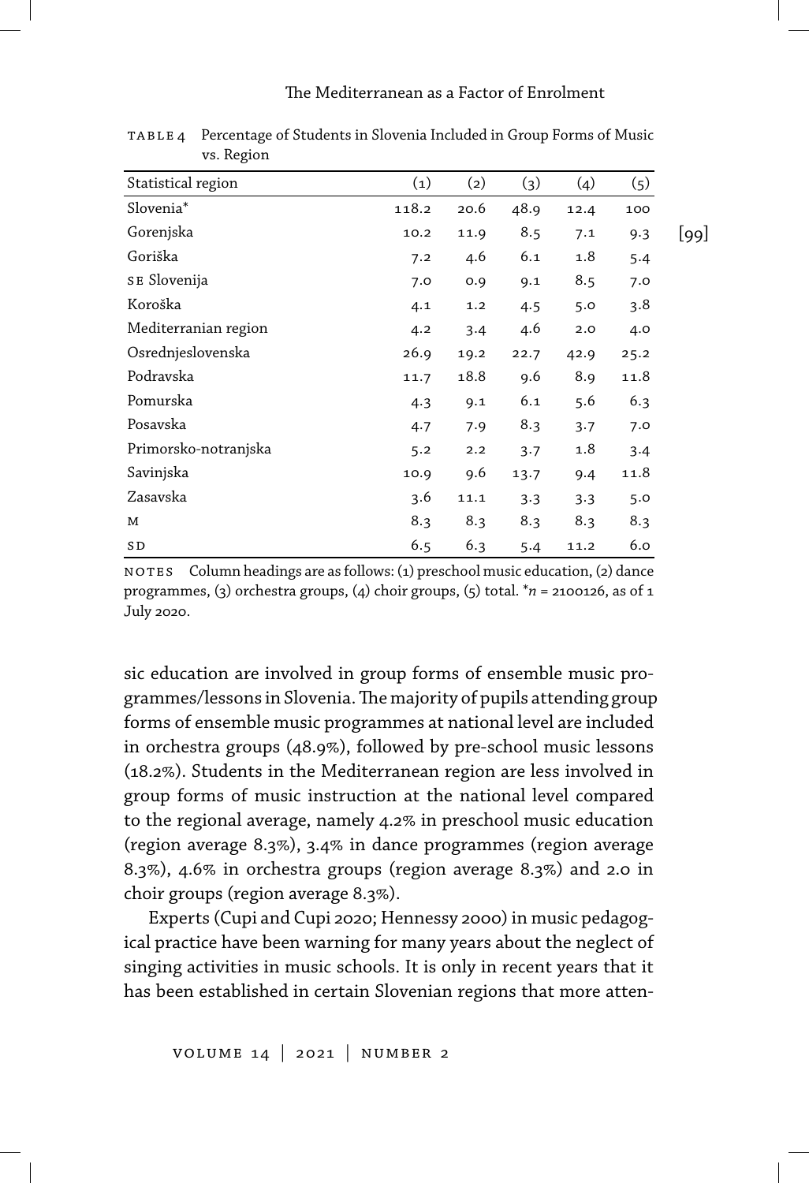TABLE 4 Percentage of Students in Slovenia Included in Group Forms of Music vs. Region

| Statistical region | (1) | (2) | (3) | (4) | (5) |
|---|---|---|---|---|---|
| Slovenia* | 118.2 | 20.6 | 48.9 | 12.4 | 100 |
| Gorenjska | 10.2 | 11.9 | 8.5 | 7.1 | 9.3 |
| Goriška | 7.2 | 4.6 | 6.1 | 1.8 | 5.4 |
| SE Slovenija | 7.0 | 0.9 | 9.1 | 8.5 | 7.0 |
| Koroška | 4.1 | 1.2 | 4.5 | 5.0 | 3.8 |
| Mediterranian region | 4.2 | 3.4 | 4.6 | 2.0 | 4.0 |
| Osrednjeslovenska | 26.9 | 19.2 | 22.7 | 42.9 | 25.2 |
| Podravska | 11.7 | 18.8 | 9.6 | 8.9 | 11.8 |
| Pomurska | 4.3 | 9.1 | 6.1 | 5.6 | 6.3 |
| Posavska | 4.7 | 7.9 | 8.3 | 3.7 | 7.0 |
| Primorsko-notranjska | 5.2 | 2.2 | 3.7 | 1.8 | 3.4 |
| Savinjska | 10.9 | 9.6 | 13.7 | 9.4 | 11.8 |
| Zasavska | 3.6 | 11.1 | 3.3 | 3.3 | 5.0 |
| M | 8.3 | 8.3 | 8.3 | 8.3 | 8.3 |
| SD | 6.5 | 6.3 | 5.4 | 11.2 | 6.0 |

NOTES Column headings are as follows: (1) preschool music education, (2) dance programmes, (3) orchestra groups, (4) choir groups, (5) total. *$n$ = 2100126, as of 1 July 2020.

sic education are involved in group forms of ensemble music programmes/lessons in Slovenia. The majority of pupils attending group forms of ensemble music programmes at national level are included in orchestra groups (48.9%), followed by pre-school music lessons (18.2%). Students in the Mediterranean region are less involved in group forms of music instruction at the national level compared to the regional average, namely 4.2% in preschool music education (region average 8.3%), 3.4% in dance programmes (region average 8.3%), 4.6% in orchestra groups (region average 8.3%) and 2.0 in choir groups (region average 8.3%).

Experts (Cupi and Cupi 2020; Hennessy 2000) in music pedagogical practice have been warning for many years about the neglect of singing activities in music schools. It is only in recent years that it has been established in certain Slovenian regions that more atten-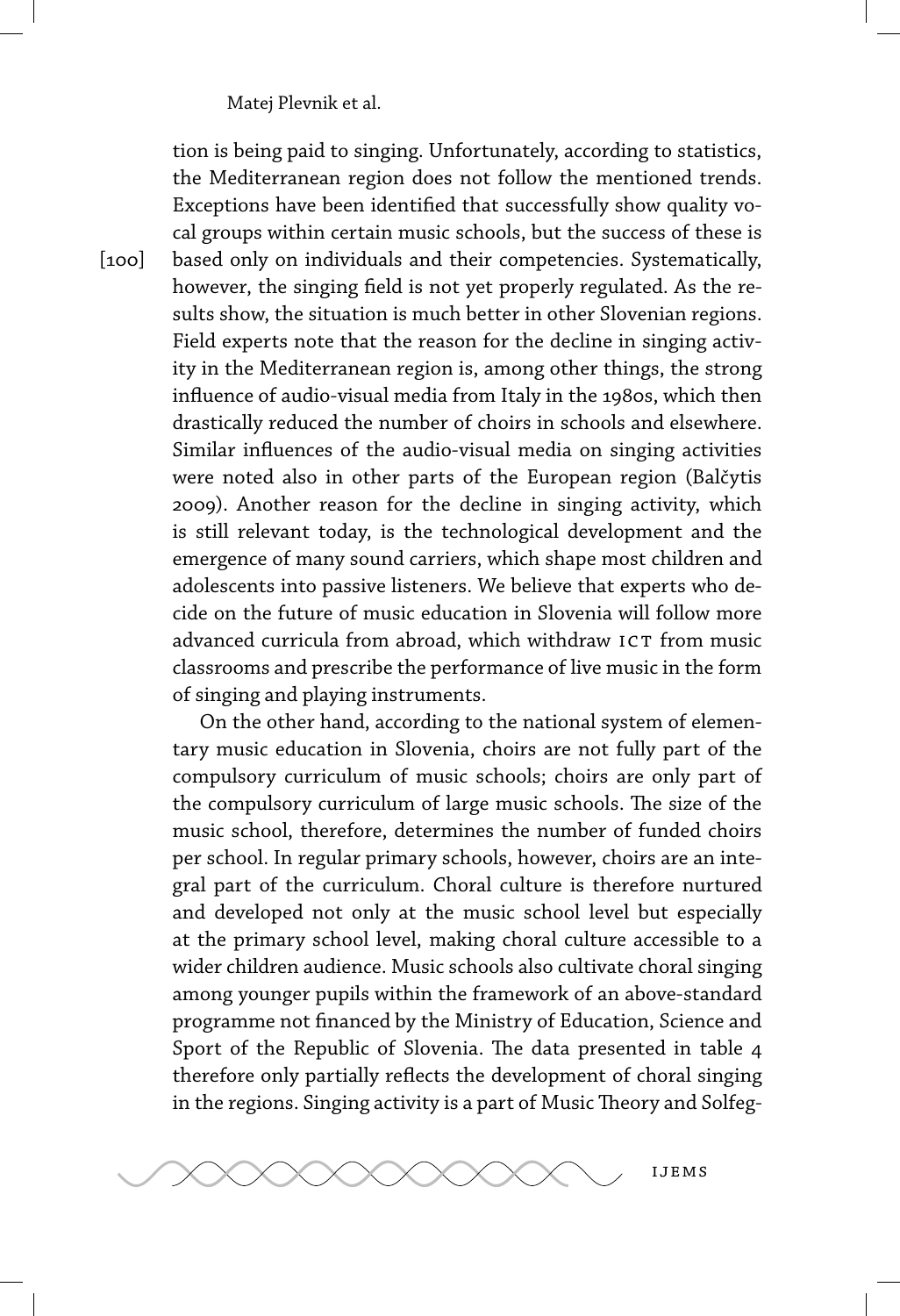tion is being paid to singing. Unfortunately, according to statistics, the Mediterranean region does not follow the mentioned trends. Exceptions have been identified that successfully show quality vocal groups within certain music schools, but the success of these is based only on individuals and their competencies. Systematically, however, the singing field is not yet properly regulated. As the results show, the situation is much better in other Slovenian regions. Field experts note that the reason for the decline in singing activity in the Mediterranean region is, among other things, the strong influence of audio-visual media from Italy in the 1980s, which then drastically reduced the number of choirs in schools and elsewhere. Similar influences of the audio-visual media on singing activities were noted also in other parts of the European region (Balčytis 2009). Another reason for the decline in singing activity, which is still relevant today, is the technological development and the emergence of many sound carriers, which shape most children and adolescents into passive listeners. We believe that experts who decide on the future of music education in Slovenia will follow more advanced curricula from abroad, which withdraw ICT from music classrooms and prescribe the performance of live music in the form of singing and playing instruments.

On the other hand, according to the national system of elementary music education in Slovenia, choirs are not fully part of the compulsory curriculum of music schools; choirs are only part of the compulsory curriculum of large music schools. The size of the music school, therefore, determines the number of funded choirs per school. In regular primary schools, however, choirs are an integral part of the curriculum. Choral culture is therefore nurtured and developed not only at the music school level but especially at the primary school level, making choral culture accessible to a wider children audience. Music schools also cultivate choral singing among younger pupils within the framework of an above-standard programme not financed by the Ministry of Education, Science and Sport of the Republic of Slovenia. The data presented in table 4 therefore only partially reflects the development of choral singing in the regions. Singing activity is a part of Music Theory and Solfeg-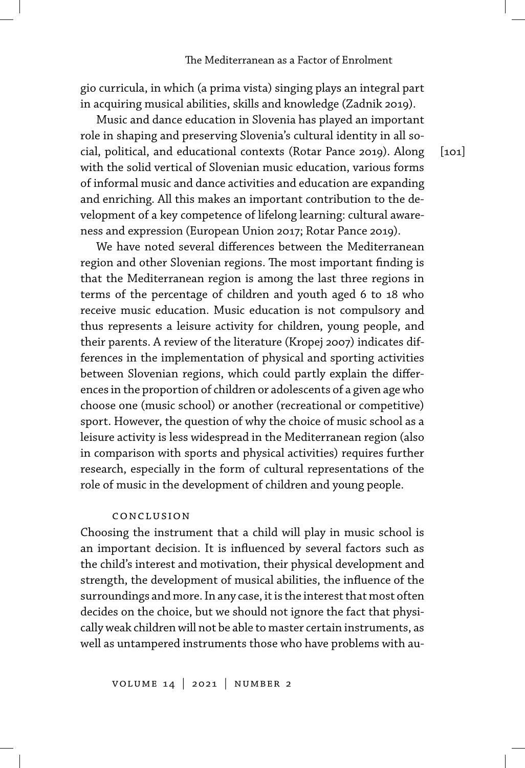gio curricula, in which (a prima vista) singing plays an integral part in acquiring musical abilities, skills and knowledge (Zadnik 2019).

Music and dance education in Slovenia has played an important role in shaping and preserving Slovenia's cultural identity in all social, political, and educational contexts (Rotar Pance 2019). Along with the solid vertical of Slovenian music education, various forms of informal music and dance activities and education are expanding and enriching. All this makes an important contribution to the development of a key competence of lifelong learning: cultural awareness and expression (European Union 2017; Rotar Pance 2019).

We have noted several differences between the Mediterranean region and other Slovenian regions. The most important finding is that the Mediterranean region is among the last three regions in terms of the percentage of children and youth aged 6 to 18 who receive music education. Music education is not compulsory and thus represents a leisure activity for children, young people, and their parents. A review of the literature (Kropej 2007) indicates differences in the implementation of physical and sporting activities between Slovenian regions, which could partly explain the differences in the proportion of children or adolescents of a given age who choose one (music school) or another (recreational or competitive) sport. However, the question of why the choice of music school as a leisure activity is less widespread in the Mediterranean region (also in comparison with sports and physical activities) requires further research, especially in the form of cultural representations of the role of music in the development of children and young people.

## Conclusion

Choosing the instrument that a child will play in music school is an important decision. It is influenced by several factors such as the child's interest and motivation, their physical development and strength, the development of musical abilities, the influence of the surroundings and more. In any case, it is the interest that most often decides on the choice, but we should not ignore the fact that physically weak children will not be able to master certain instruments, as well as untampered instruments those who have problems with au-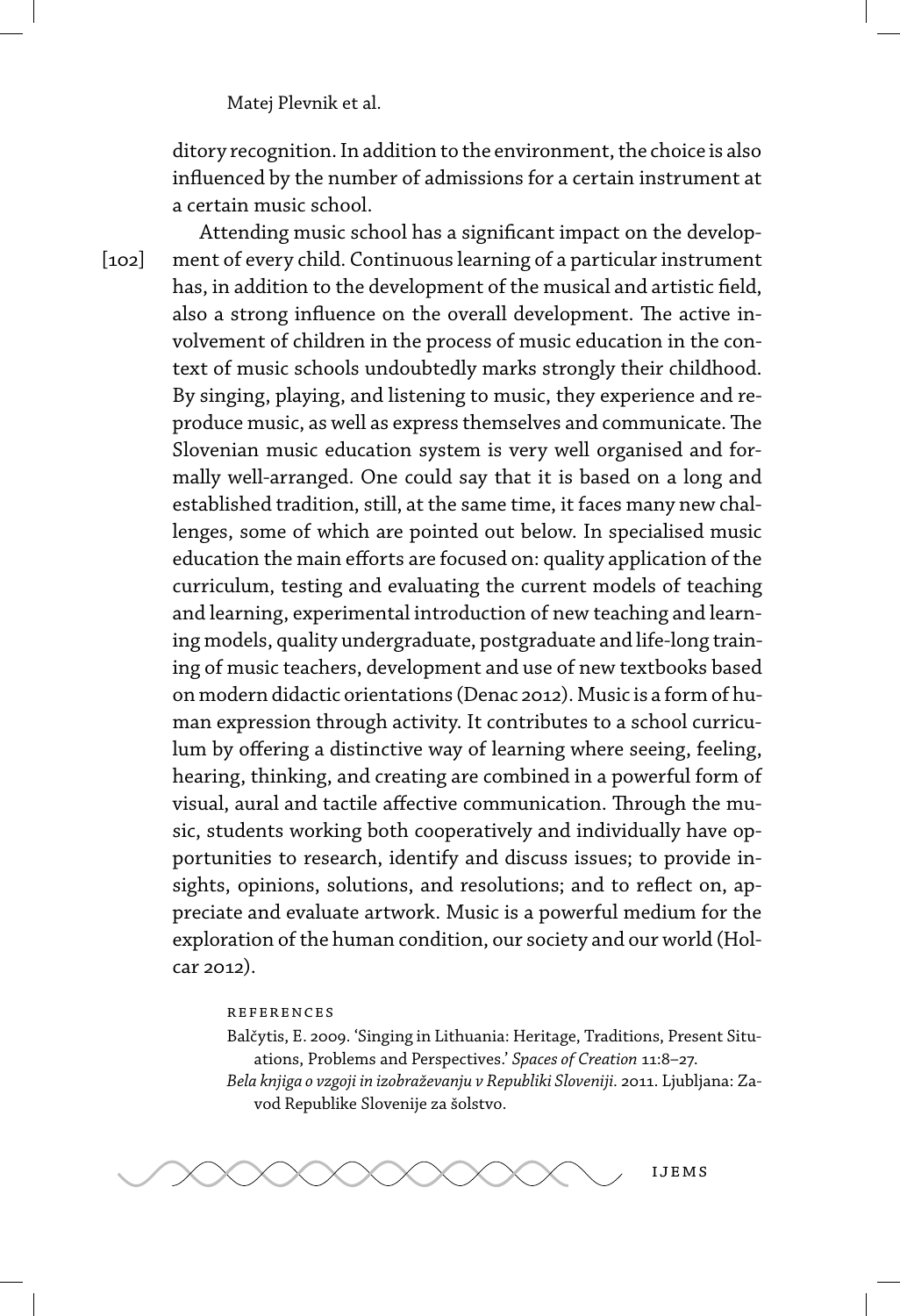ditory recognition. In addition to the environment, the choice is also influenced by the number of admissions for a certain instrument at a certain music school.

Attending music school has a significant impact on the development of every child. Continuous learning of a particular instrument has, in addition to the development of the musical and artistic field, also a strong influence on the overall development. The active involvement of children in the process of music education in the context of music schools undoubtedly marks strongly their childhood. By singing, playing, and listening to music, they experience and reproduce music, as well as express themselves and communicate. The Slovenian music education system is very well organised and formally well-arranged. One could say that it is based on a long and established tradition, still, at the same time, it faces many new challenges, some of which are pointed out below. In specialised music education the main efforts are focused on: quality application of the curriculum, testing and evaluating the current models of teaching and learning, experimental introduction of new teaching and learning models, quality undergraduate, postgraduate and life-long training of music teachers, development and use of new textbooks based on modern didactic orientations (Denac 2012). Music is a form of human expression through activity. It contributes to a school curriculum by offering a distinctive way of learning where seeing, feeling, hearing, thinking, and creating are combined in a powerful form of visual, aural and tactile affective communication. Through the music, students working both cooperatively and individually have opportunities to research, identify and discuss issues; to provide insights, opinions, solutions, and resolutions; and to reflect on, appreciate and evaluate artwork. Music is a powerful medium for the exploration of the human condition, our society and our world (Holcar 2012).

## References

Balčytis, E. 2009. 'Singing in Lithuania: Heritage, Traditions, Present Situations, Problems and Perspectives.' *Spaces of Creation* 11:8–27.

*Bela knjiga o vzgoji in izobraževanju v Republiki Sloveniji.* 2011. Ljubljana: Zavod Republike Slovenije za šolstvo.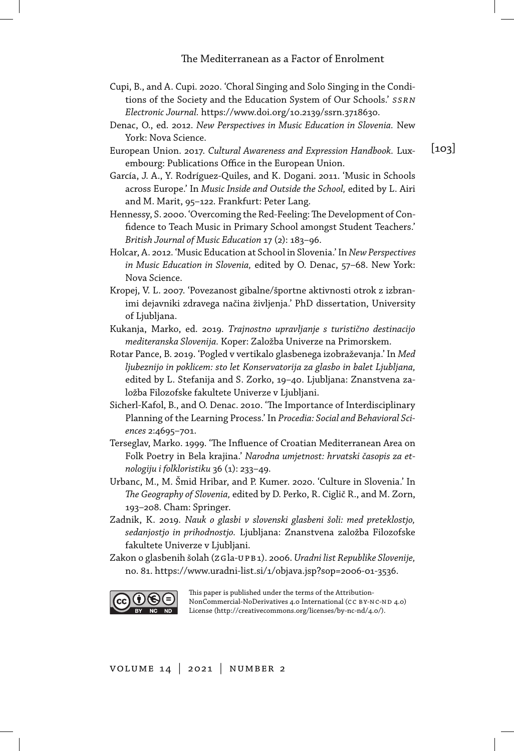Cupi, B., and A. Cupi. 2020. 'Choral Singing and Solo Singing in the Conditions of the Society and the Education System of Our Schools.' *SSRN Electronic Journal.* https://www.doi.org/10.2139/ssrn.3718630.

Denac, O., ed. 2012. *New Perspectives in Music Education in Slovenia.* New York: Nova Science.

European Union. 2017. *Cultural Awareness and Expression Handbook.* Luxembourg: Publications Office in the European Union.

García, J. A., Y. Rodríguez-Quiles, and K. Dogani. 2011. 'Music in Schools across Europe.' In *Music Inside and Outside the School,* edited by L. Airi and M. Marit, 95–122. Frankfurt: Peter Lang.

Hennessy, S. 2000. 'Overcoming the Red-Feeling: The Development of Confidence to Teach Music in Primary School amongst Student Teachers.' *British Journal of Music Education* 17 (2): 183–96.

Holcar, A. 2012. 'Music Education at School in Slovenia.' In *New Perspectives in Music Education in Slovenia,* edited by O. Denac, 57–68. New York: Nova Science.

Kropej, V. L. 2007. 'Povezanost gibalne/športne aktivnosti otrok z izbranimi dejavniki zdravega načina življenja.' PhD dissertation, University of Ljubljana.

Kukanja, Marko, ed. 2019. *Trajnostno upravljanje s turistično destinacijo mediteranska Slovenija.* Koper: Založba Univerze na Primorskem.

Rotar Pance, B. 2019. 'Pogled v vertikalo glasbenega izobraževanja.' In *Med ljubeznijo in poklicem: sto let Konservatorija za glasbo in balet Ljubljana,* edited by L. Stefanija and S. Zorko, 19–40. Ljubljana: Znanstvena založba Filozofske fakultete Univerze v Ljubljani.

Sicherl-Kafol, B., and O. Denac. 2010. 'The Importance of Interdisciplinary Planning of the Learning Process.' In *Procedia: Social and Behavioral Sciences* 2:4695–701.

Terseglav, Marko. 1999. 'The Influence of Croatian Mediterranean Area on Folk Poetry in Bela krajina.' *Narodna umjetnost: hrvatski časopis za etnologiju i folkloristiku* 36 (1): 233–49.

Urbanc, M., M. Šmid Hribar, and P. Kumer. 2020. 'Culture in Slovenia.' In *The Geography of Slovenia,* edited by D. Perko, R. Ciglič R., and M. Zorn, 193–208. Cham: Springer.

Zadnik, K. 2019. *Nauk o glasbi v slovenski glasbeni šoli: med preteklostjo, sedanjostjo in prihodnostjo.* Ljubljana: Znanstvena založba Filozofske fakultete Univerze v Ljubljani.

Zakon o glasbenih šolah (ZGla-UPB1). 2006. *Uradni list Republike Slovenije,* no. 81. https://www.uradni-list.si/1/objava.jsp?sop=2006-01-3536.

This paper is published under the terms of the Attribution-NonCommercial-NoDerivatives 4.0 International (CC BY-NC-ND 4.0) License (http://creativecommons.org/licenses/by-nc-nd/4.0/).